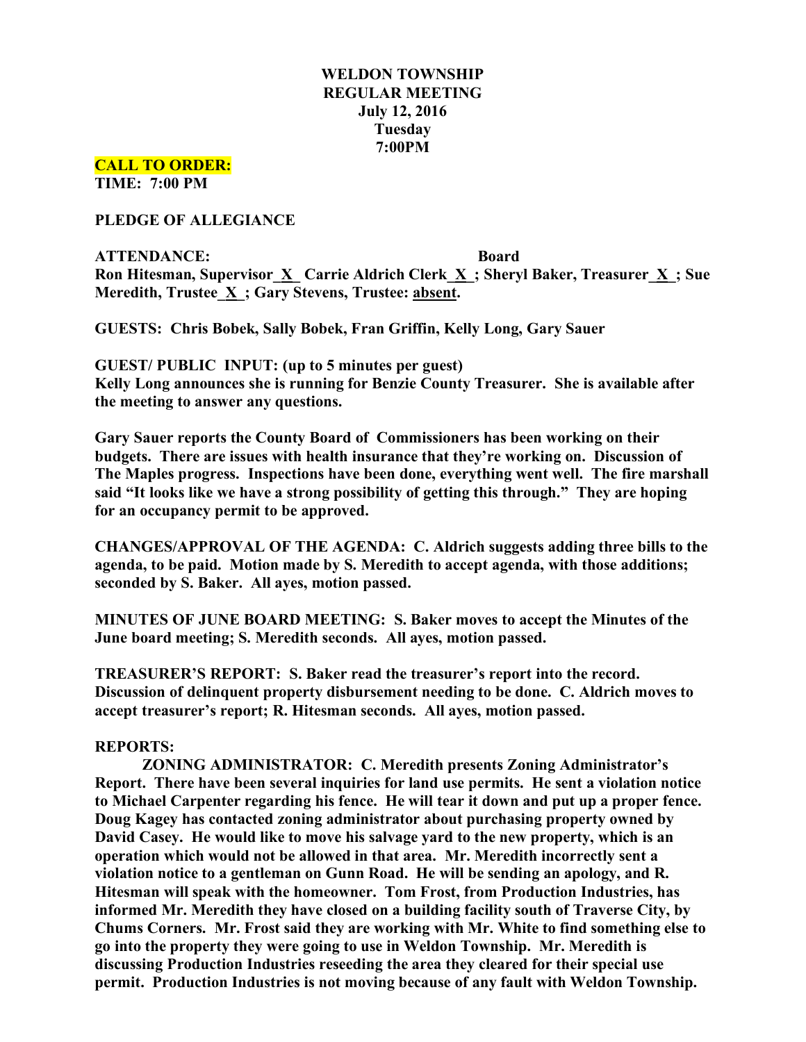**WELDON TOWNSHIP**
**REGULAR MEETING**
**July 12, 2016**
**Tuesday**
**7:00PM**

**CALL TO ORDER:**
**TIME: 7:00 PM**

**PLEDGE OF ALLEGIANCE**

**ATTENDANCE: Board**
**Ron Hitesman, Supervisor_X_ Carrie Aldrich Clerk_X_; Sheryl Baker, Treasurer_X_; Sue Meredith, Trustee_X_; Gary Stevens, Trustee: absent.**

**GUESTS: Chris Bobek, Sally Bobek, Fran Griffin, Kelly Long, Gary Sauer**

**GUEST/ PUBLIC INPUT: (up to 5 minutes per guest)**
**Kelly Long announces she is running for Benzie County Treasurer. She is available after the meeting to answer any questions.**

**Gary Sauer reports the County Board of Commissioners has been working on their budgets. There are issues with health insurance that they're working on. Discussion of The Maples progress. Inspections have been done, everything went well. The fire marshall said "It looks like we have a strong possibility of getting this through." They are hoping for an occupancy permit to be approved.**

**CHANGES/APPROVAL OF THE AGENDA: C. Aldrich suggests adding three bills to the agenda, to be paid. Motion made by S. Meredith to accept agenda, with those additions; seconded by S. Baker. All ayes, motion passed.**

**MINUTES OF JUNE BOARD MEETING: S. Baker moves to accept the Minutes of the June board meeting; S. Meredith seconds. All ayes, motion passed.**

**TREASURER'S REPORT: S. Baker read the treasurer's report into the record. Discussion of delinquent property disbursement needing to be done. C. Aldrich moves to accept treasurer's report; R. Hitesman seconds. All ayes, motion passed.**

**REPORTS:**

**ZONING ADMINISTRATOR: C. Meredith presents Zoning Administrator's Report. There have been several inquiries for land use permits. He sent a violation notice to Michael Carpenter regarding his fence. He will tear it down and put up a proper fence. Doug Kagey has contacted zoning administrator about purchasing property owned by David Casey. He would like to move his salvage yard to the new property, which is an operation which would not be allowed in that area. Mr. Meredith incorrectly sent a violation notice to a gentleman on Gunn Road. He will be sending an apology, and R. Hitesman will speak with the homeowner. Tom Frost, from Production Industries, has informed Mr. Meredith they have closed on a building facility south of Traverse City, by Chums Corners. Mr. Frost said they are working with Mr. White to find something else to go into the property they were going to use in Weldon Township. Mr. Meredith is discussing Production Industries reseeding the area they cleared for their special use permit. Production Industries is not moving because of any fault with Weldon Township.**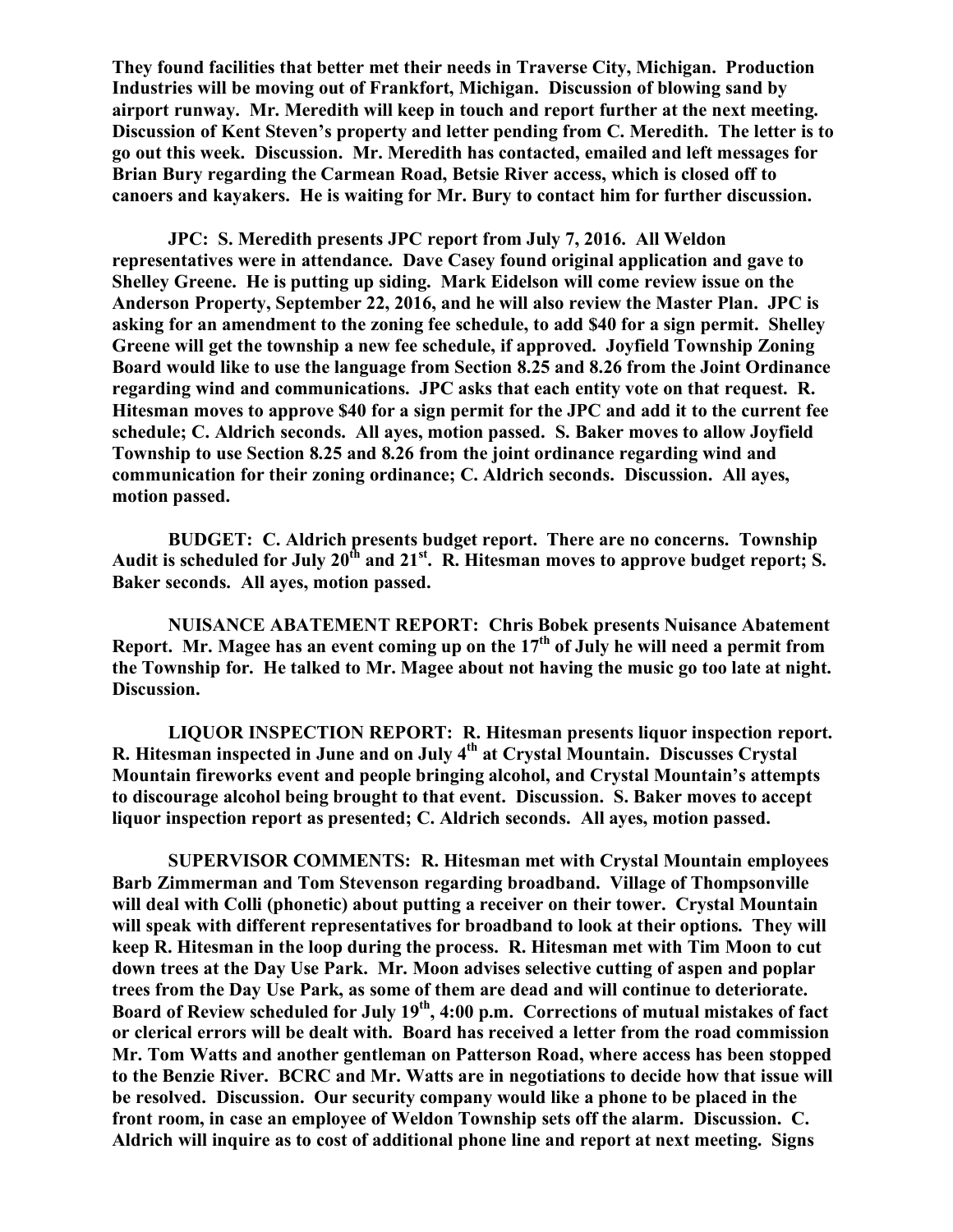**They found facilities that better met their needs in Traverse City, Michigan. Production Industries will be moving out of Frankfort, Michigan. Discussion of blowing sand by airport runway. Mr. Meredith will keep in touch and report further at the next meeting. Discussion of Kent Steven's property and letter pending from C. Meredith. The letter is to go out this week. Discussion. Mr. Meredith has contacted, emailed and left messages for Brian Bury regarding the Carmean Road, Betsie River access, which is closed off to canoers and kayakers. He is waiting for Mr. Bury to contact him for further discussion.**

**JPC: S. Meredith presents JPC report from July 7, 2016. All Weldon representatives were in attendance. Dave Casey found original application and gave to Shelley Greene. He is putting up siding. Mark Eidelson will come review issue on the Anderson Property, September 22, 2016, and he will also review the Master Plan. JPC is asking for an amendment to the zoning fee schedule, to add $40 for a sign permit. Shelley Greene will get the township a new fee schedule, if approved. Joyfield Township Zoning Board would like to use the language from Section 8.25 and 8.26 from the Joint Ordinance regarding wind and communications. JPC asks that each entity vote on that request. R. Hitesman moves to approve $40 for a sign permit for the JPC and add it to the current fee schedule; C. Aldrich seconds. All ayes, motion passed. S. Baker moves to allow Joyfield Township to use Section 8.25 and 8.26 from the joint ordinance regarding wind and communication for their zoning ordinance; C. Aldrich seconds. Discussion. All ayes, motion passed.**

**BUDGET: C. Aldrich presents budget report. There are no concerns. Township Audit is scheduled for July 20th and 21st. R. Hitesman moves to approve budget report; S. Baker seconds. All ayes, motion passed.**

**NUISANCE ABATEMENT REPORT: Chris Bobek presents Nuisance Abatement Report. Mr. Magee has an event coming up on the 17th of July he will need a permit from the Township for. He talked to Mr. Magee about not having the music go too late at night. Discussion.**

**LIQUOR INSPECTION REPORT: R. Hitesman presents liquor inspection report. R. Hitesman inspected in June and on July 4th at Crystal Mountain. Discusses Crystal Mountain fireworks event and people bringing alcohol, and Crystal Mountain's attempts to discourage alcohol being brought to that event. Discussion. S. Baker moves to accept liquor inspection report as presented; C. Aldrich seconds. All ayes, motion passed.**

**SUPERVISOR COMMENTS: R. Hitesman met with Crystal Mountain employees Barb Zimmerman and Tom Stevenson regarding broadband. Village of Thompsonville will deal with Colli (phonetic) about putting a receiver on their tower. Crystal Mountain will speak with different representatives for broadband to look at their options. They will keep R. Hitesman in the loop during the process. R. Hitesman met with Tim Moon to cut down trees at the Day Use Park. Mr. Moon advises selective cutting of aspen and poplar trees from the Day Use Park, as some of them are dead and will continue to deteriorate. Board of Review scheduled for July 19th, 4:00 p.m. Corrections of mutual mistakes of fact or clerical errors will be dealt with. Board has received a letter from the road commission Mr. Tom Watts and another gentleman on Patterson Road, where access has been stopped to the Benzie River. BCRC and Mr. Watts are in negotiations to decide how that issue will be resolved. Discussion. Our security company would like a phone to be placed in the front room, in case an employee of Weldon Township sets off the alarm. Discussion. C. Aldrich will inquire as to cost of additional phone line and report at next meeting. Signs**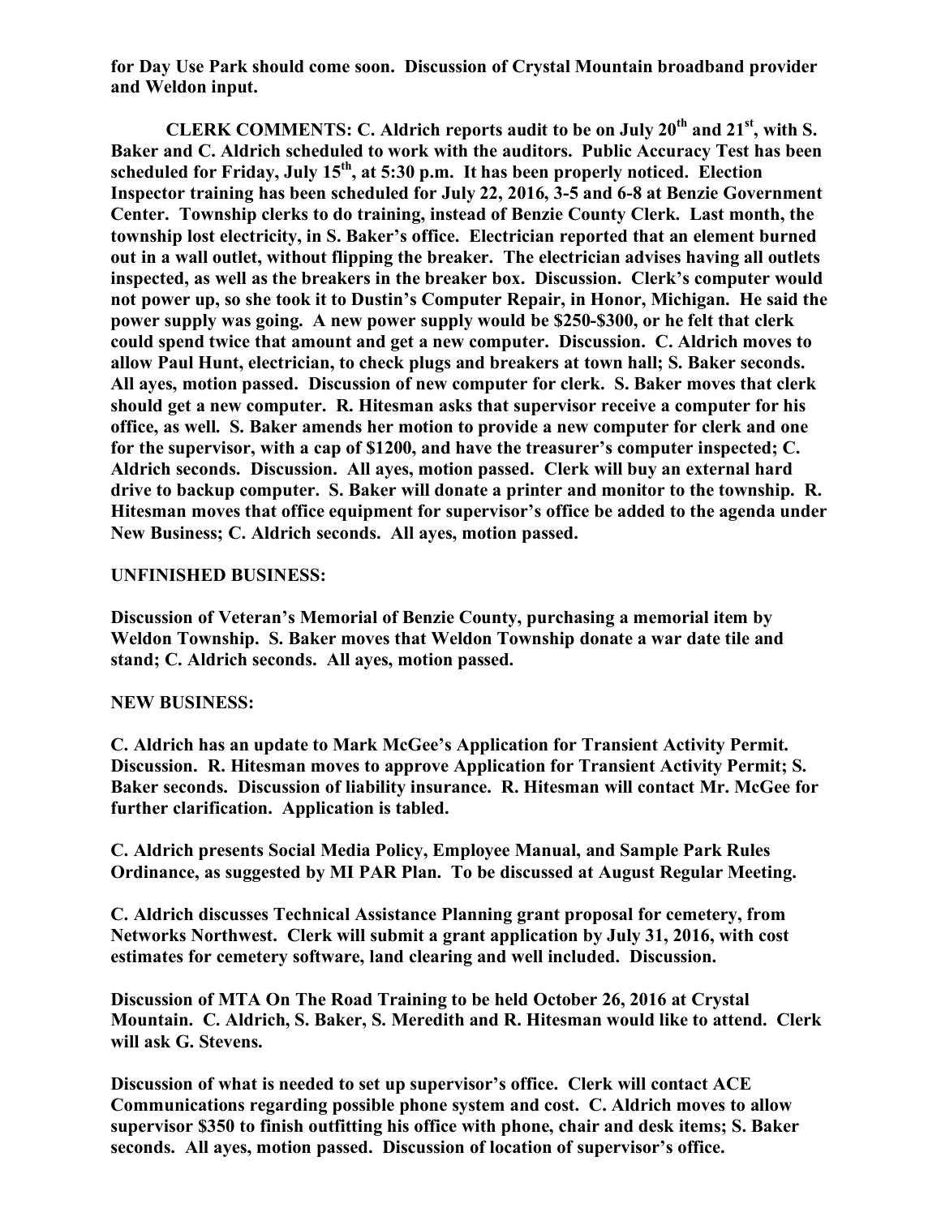**for Day Use Park should come soon. Discussion of Crystal Mountain broadband provider and Weldon input.**

**CLERK COMMENTS: C. Aldrich reports audit to be on July 20th and 21st, with S. Baker and C. Aldrich scheduled to work with the auditors. Public Accuracy Test has been scheduled for Friday, July 15th, at 5:30 p.m. It has been properly noticed. Election Inspector training has been scheduled for July 22, 2016, 3-5 and 6-8 at Benzie Government Center. Township clerks to do training, instead of Benzie County Clerk. Last month, the township lost electricity, in S. Baker's office. Electrician reported that an element burned out in a wall outlet, without flipping the breaker. The electrician advises having all outlets inspected, as well as the breakers in the breaker box. Discussion. Clerk's computer would not power up, so she took it to Dustin's Computer Repair, in Honor, Michigan. He said the power supply was going. A new power supply would be $250-$300, or he felt that clerk could spend twice that amount and get a new computer. Discussion. C. Aldrich moves to allow Paul Hunt, electrician, to check plugs and breakers at town hall; S. Baker seconds. All ayes, motion passed. Discussion of new computer for clerk. S. Baker moves that clerk should get a new computer. R. Hitesman asks that supervisor receive a computer for his office, as well. S. Baker amends her motion to provide a new computer for clerk and one for the supervisor, with a cap of $1200, and have the treasurer's computer inspected; C. Aldrich seconds. Discussion. All ayes, motion passed. Clerk will buy an external hard drive to backup computer. S. Baker will donate a printer and monitor to the township. R. Hitesman moves that office equipment for supervisor's office be added to the agenda under New Business; C. Aldrich seconds. All ayes, motion passed.**

**UNFINISHED BUSINESS:**

**Discussion of Veteran's Memorial of Benzie County, purchasing a memorial item by Weldon Township. S. Baker moves that Weldon Township donate a war date tile and stand; C. Aldrich seconds. All ayes, motion passed.**

**NEW BUSINESS:**

**C. Aldrich has an update to Mark McGee's Application for Transient Activity Permit. Discussion. R. Hitesman moves to approve Application for Transient Activity Permit; S. Baker seconds. Discussion of liability insurance. R. Hitesman will contact Mr. McGee for further clarification. Application is tabled.**

**C. Aldrich presents Social Media Policy, Employee Manual, and Sample Park Rules Ordinance, as suggested by MI PAR Plan. To be discussed at August Regular Meeting.**

**C. Aldrich discusses Technical Assistance Planning grant proposal for cemetery, from Networks Northwest. Clerk will submit a grant application by July 31, 2016, with cost estimates for cemetery software, land clearing and well included. Discussion.**

**Discussion of MTA On The Road Training to be held October 26, 2016 at Crystal Mountain. C. Aldrich, S. Baker, S. Meredith and R. Hitesman would like to attend. Clerk will ask G. Stevens.**

**Discussion of what is needed to set up supervisor's office. Clerk will contact ACE Communications regarding possible phone system and cost. C. Aldrich moves to allow supervisor $350 to finish outfitting his office with phone, chair and desk items; S. Baker seconds. All ayes, motion passed. Discussion of location of supervisor's office.**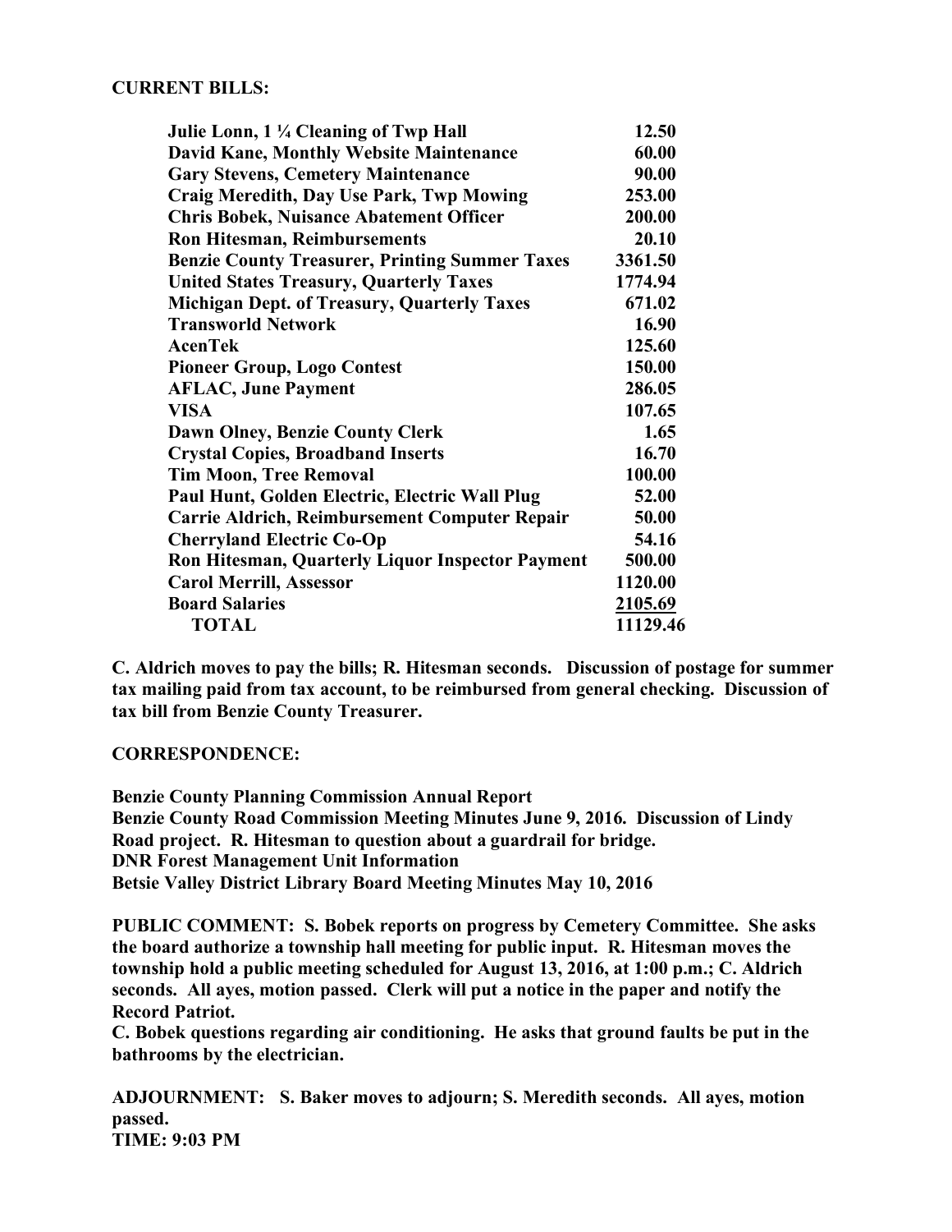**CURRENT BILLS:**

| | |
|---|---|
| **Julie Lonn, 1 ¼ Cleaning of Twp Hall** | **12.50** |
| **David Kane, Monthly Website Maintenance** | **60.00** |
| **Gary Stevens, Cemetery Maintenance** | **90.00** |
| **Craig Meredith, Day Use Park, Twp Mowing** | **253.00** |
| **Chris Bobek, Nuisance Abatement Officer** | **200.00** |
| **Ron Hitesman, Reimbursements** | **20.10** |
| **Benzie County Treasurer, Printing Summer Taxes** | **3361.50** |
| **United States Treasury, Quarterly Taxes** | **1774.94** |
| **Michigan Dept. of Treasury, Quarterly Taxes** | **671.02** |
| **Transworld Network** | **16.90** |
| **AcenTek** | **125.60** |
| **Pioneer Group, Logo Contest** | **150.00** |
| **AFLAC, June Payment** | **286.05** |
| **VISA** | **107.65** |
| **Dawn Olney, Benzie County Clerk** | **1.65** |
| **Crystal Copies, Broadband Inserts** | **16.70** |
| **Tim Moon, Tree Removal** | **100.00** |
| **Paul Hunt, Golden Electric, Electric Wall Plug** | **52.00** |
| **Carrie Aldrich, Reimbursement Computer Repair** | **50.00** |
| **Cherryland Electric Co-Op** | **54.16** |
| **Ron Hitesman, Quarterly Liquor Inspector Payment** | **500.00** |
| **Carol Merrill, Assessor** | **1120.00** |
| **Board Salaries** | **2105.69** |
| **TOTAL** | **11129.46** |

**C. Aldrich moves to pay the bills; R. Hitesman seconds. Discussion of postage for summer tax mailing paid from tax account, to be reimbursed from general checking. Discussion of tax bill from Benzie County Treasurer.**

**CORRESPONDENCE:**

**Benzie County Planning Commission Annual Report**
**Benzie County Road Commission Meeting Minutes June 9, 2016. Discussion of Lindy Road project. R. Hitesman to question about a guardrail for bridge.**
**DNR Forest Management Unit Information**
**Betsie Valley District Library Board Meeting Minutes May 10, 2016**

**PUBLIC COMMENT: S. Bobek reports on progress by Cemetery Committee. She asks the board authorize a township hall meeting for public input. R. Hitesman moves the township hold a public meeting scheduled for August 13, 2016, at 1:00 p.m.; C. Aldrich seconds. All ayes, motion passed. Clerk will put a notice in the paper and notify the Record Patriot.**
**C. Bobek questions regarding air conditioning. He asks that ground faults be put in the bathrooms by the electrician.**

**ADJOURNMENT: S. Baker moves to adjourn; S. Meredith seconds. All ayes, motion passed.**
**TIME: 9:03 PM**